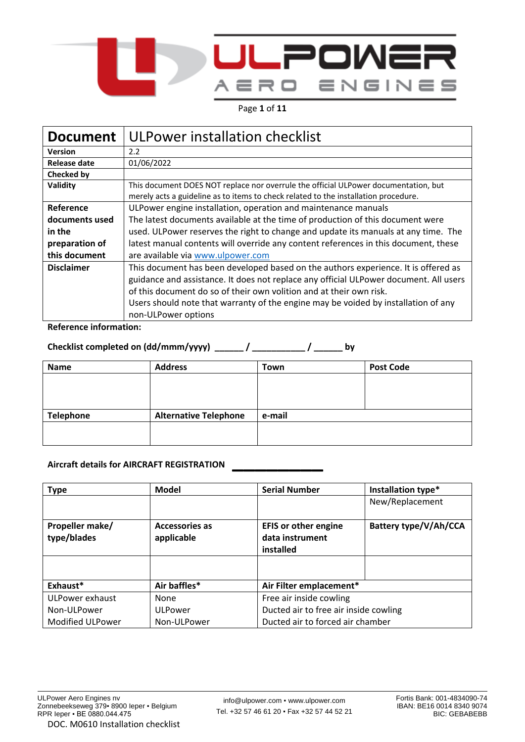| Document | ULPower installation checklist |
|---|---|
| **Version** | 2.2 |
| **Release date** | 01/06/2022 |
| **Checked by** | |
| **Validity** | This document DOES NOT replace nor overrule the official ULPower documentation, but merely acts a guideline as to items to check related to the installation procedure. |
| **Reference documents used in the preparation of this document** | ULPower engine installation, operation and maintenance manuals<br>The latest documents available at the time of production of this document were used. ULPower reserves the right to change and update its manuals at any time. The latest manual contents will override any content references in this document, these are available via [www.ulpower.com](http://www.ulpower.com) |
| **Disclaimer** | This document has been developed based on the authors experience. It is offered as guidance and assistance. It does not replace any official ULPower document. All users of this document do so of their own volition and at their own risk.<br>Users should note that warranty of the engine may be voided by installation of any non-ULPower options |

**Reference information:**

**Checklist completed on (dd/mmm/yyyy) ______ / __________ / ______ by**

| Name | Address | Town | Post Code |
|---|---|---|---|
| | | | |
| **Telephone** | **Alternative Telephone** | **e-mail** | |
| | | | |

**Aircraft details for AIRCRAFT REGISTRATION ________________**

| Type | Model | Serial Number | Installation type* |
|---|---|---|---|
| | | | New/Replacement |
| **Propeller make/ type/blades** | **Accessories as applicable** | **EFIS or other engine data instrument installed** | **Battery type/V/Ah/CCA** |
| | | | |
| **Exhaust*** | **Air baffles*** | **Air Filter emplacement*** | |
| ULPower exhaust<br>Non-ULPower<br>Modified ULPower | None<br>ULPower<br>Non-ULPower | Free air inside cowling<br>Ducted air to free air inside cowling<br>Ducted air to forced air chamber | |

DOC. M0610 Installation checklist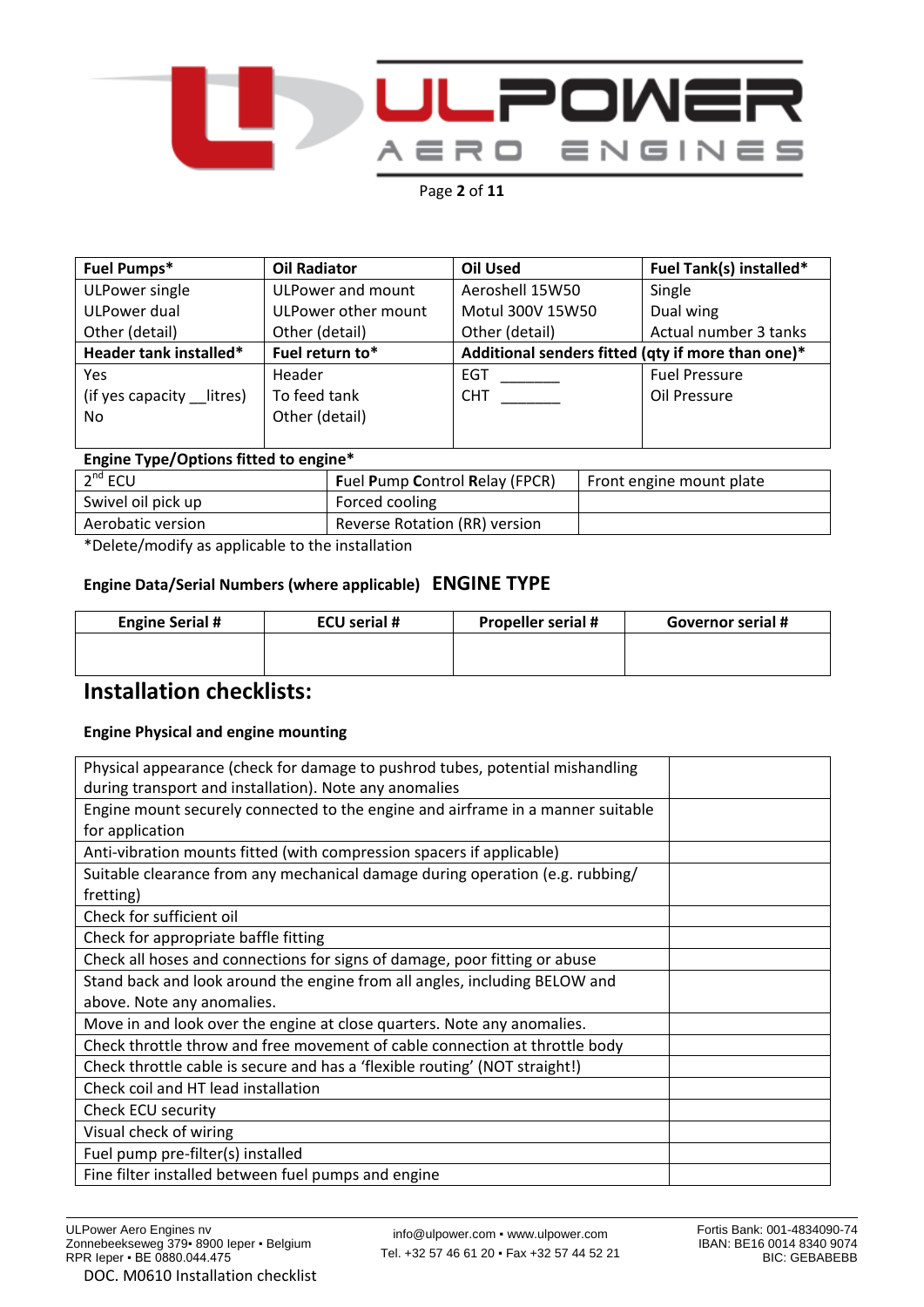| **Fuel Pumps*** | **Oil Radiator** | **Oil Used** | **Fuel Tank(s) installed*** |
|---|---|---|---|
| ULPower single<br>ULPower dual<br>Other (detail) | ULPower and mount<br>ULPower other mount<br>Other (detail) | Aeroshell 15W50<br>Motul 300V 15W50<br>Other (detail) | Single<br>Dual wing<br>Actual number 3 tanks |
| **Header tank installed*** | **Fuel return to*** | **Additional senders fitted (qty if more than one)*** | |
| Yes<br>(if yes capacity __litres)<br>No | Header<br>To feed tank<br>Other (detail) | EGT _______<br>CHT _______ | Fuel Pressure<br>Oil Pressure |

**Engine Type/Options fitted to engine***

| 2nd ECU | **F**uel **P**ump **C**ontrol **R**elay (FPCR) | Front engine mount plate |
|---|---|---|
| Swivel oil pick up | Forced cooling | |
| Aerobatic version | Reverse Rotation (RR) version | |

*Delete/modify as applicable to the installation

**Engine Data/Serial Numbers (where applicable)** **ENGINE TYPE**

| Engine Serial # | ECU serial # | Propeller serial # | Governor serial # |
|---|---|---|---|
| | | | |

## Installation checklists:

### Engine Physical and engine mounting

| | |
|---|---|
| Physical appearance (check for damage to pushrod tubes, potential mishandling during transport and installation). Note any anomalies | |
| Engine mount securely connected to the engine and airframe in a manner suitable for application | |
| Anti-vibration mounts fitted (with compression spacers if applicable) | |
| Suitable clearance from any mechanical damage during operation (e.g. rubbing/ fretting) | |
| Check for sufficient oil | |
| Check for appropriate baffle fitting | |
| Check all hoses and connections for signs of damage, poor fitting or abuse | |
| Stand back and look around the engine from all angles, including BELOW and above. Note any anomalies. | |
| Move in and look over the engine at close quarters. Note any anomalies. | |
| Check throttle throw and free movement of cable connection at throttle body | |
| Check throttle cable is secure and has a ‘flexible routing’ (NOT straight!) | |
| Check coil and HT lead installation | |
| Check ECU security | |
| Visual check of wiring | |
| Fuel pump pre-filter(s) installed | |
| Fine filter installed between fuel pumps and engine | |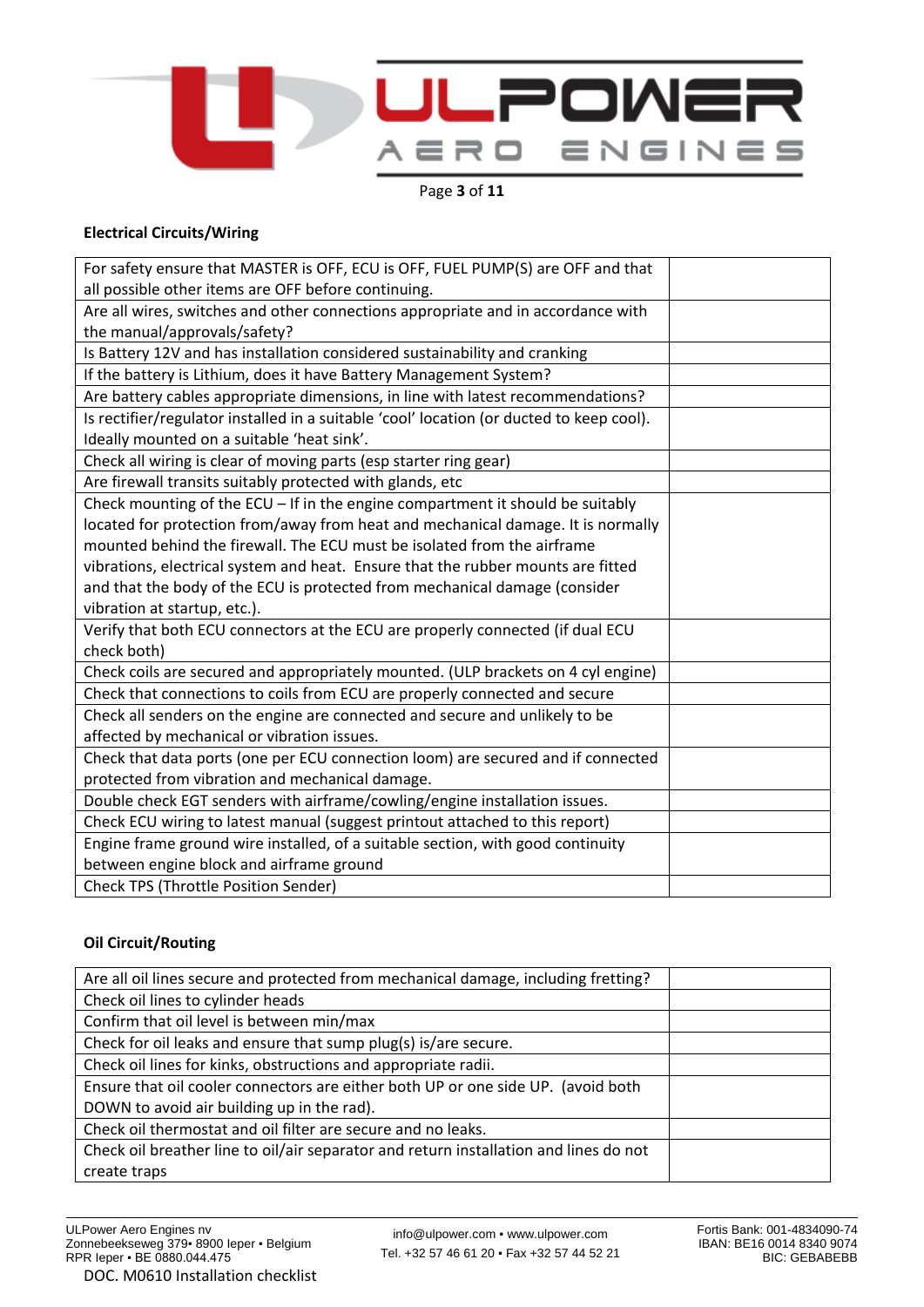**Electrical Circuits/Wiring**

| | |
|---|---|
| For safety ensure that MASTER is OFF, ECU is OFF, FUEL PUMP(S) are OFF and that all possible other items are OFF before continuing. | |
| Are all wires, switches and other connections appropriate and in accordance with the manual/approvals/safety? | |
| Is Battery 12V and has installation considered sustainability and cranking | |
| If the battery is Lithium, does it have Battery Management System? | |
| Are battery cables appropriate dimensions, in line with latest recommendations? | |
| Is rectifier/regulator installed in a suitable 'cool' location (or ducted to keep cool). Ideally mounted on a suitable 'heat sink'. | |
| Check all wiring is clear of moving parts (esp starter ring gear) | |
| Are firewall transits suitably protected with glands, etc | |
| Check mounting of the ECU – If in the engine compartment it should be suitably located for protection from/away from heat and mechanical damage. It is normally mounted behind the firewall. The ECU must be isolated from the airframe vibrations, electrical system and heat. Ensure that the rubber mounts are fitted and that the body of the ECU is protected from mechanical damage (consider vibration at startup, etc.). | |
| Verify that both ECU connectors at the ECU are properly connected (if dual ECU check both) | |
| Check coils are secured and appropriately mounted. (ULP brackets on 4 cyl engine) | |
| Check that connections to coils from ECU are properly connected and secure | |
| Check all senders on the engine are connected and secure and unlikely to be affected by mechanical or vibration issues. | |
| Check that data ports (one per ECU connection loom) are secured and if connected protected from vibration and mechanical damage. | |
| Double check EGT senders with airframe/cowling/engine installation issues. | |
| Check ECU wiring to latest manual (suggest printout attached to this report) | |
| Engine frame ground wire installed, of a suitable section, with good continuity between engine block and airframe ground | |
| Check TPS (Throttle Position Sender) | |

**Oil Circuit/Routing**

| | |
|---|---|
| Are all oil lines secure and protected from mechanical damage, including fretting? | |
| Check oil lines to cylinder heads | |
| Confirm that oil level is between min/max | |
| Check for oil leaks and ensure that sump plug(s) is/are secure. | |
| Check oil lines for kinks, obstructions and appropriate radii. | |
| Ensure that oil cooler connectors are either both UP or one side UP. (avoid both DOWN to avoid air building up in the rad). | |
| Check oil thermostat and oil filter are secure and no leaks. | |
| Check oil breather line to oil/air separator and return installation and lines do not create traps | |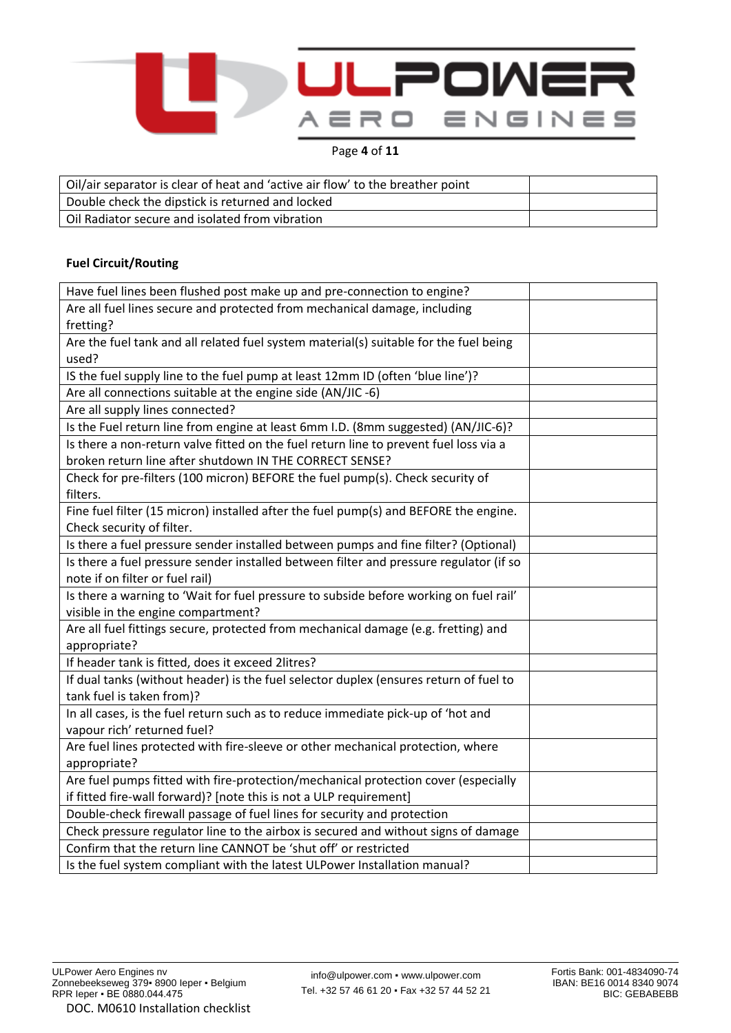| | |
|---|---|
| Oil/air separator is clear of heat and 'active air flow' to the breather point | |
| Double check the dipstick is returned and locked | |
| Oil Radiator secure and isolated from vibration | |

**Fuel Circuit/Routing**

| | |
|---|---|
| Have fuel lines been flushed post make up and pre-connection to engine? | |
| Are all fuel lines secure and protected from mechanical damage, including fretting? | |
| Are the fuel tank and all related fuel system material(s) suitable for the fuel being used? | |
| IS the fuel supply line to the fuel pump at least 12mm ID (often 'blue line')? | |
| Are all connections suitable at the engine side (AN/JIC -6) | |
| Are all supply lines connected? | |
| Is the Fuel return line from engine at least 6mm I.D. (8mm suggested) (AN/JIC-6)? | |
| Is there a non-return valve fitted on the fuel return line to prevent fuel loss via a broken return line after shutdown IN THE CORRECT SENSE? | |
| Check for pre-filters (100 micron) BEFORE the fuel pump(s). Check security of filters. | |
| Fine fuel filter (15 micron) installed after the fuel pump(s) and BEFORE the engine. Check security of filter. | |
| Is there a fuel pressure sender installed between pumps and fine filter? (Optional) | |
| Is there a fuel pressure sender installed between filter and pressure regulator (if so note if on filter or fuel rail) | |
| Is there a warning to 'Wait for fuel pressure to subside before working on fuel rail' visible in the engine compartment? | |
| Are all fuel fittings secure, protected from mechanical damage (e.g. fretting) and appropriate? | |
| If header tank is fitted, does it exceed 2litres? | |
| If dual tanks (without header) is the fuel selector duplex (ensures return of fuel to tank fuel is taken from)? | |
| In all cases, is the fuel return such as to reduce immediate pick-up of 'hot and vapour rich' returned fuel? | |
| Are fuel lines protected with fire-sleeve or other mechanical protection, where appropriate? | |
| Are fuel pumps fitted with fire-protection/mechanical protection cover (especially if fitted fire-wall forward)? [note this is not a ULP requirement] | |
| Double-check firewall passage of fuel lines for security and protection | |
| Check pressure regulator line to the airbox is secured and without signs of damage | |
| Confirm that the return line CANNOT be 'shut off' or restricted | |
| Is the fuel system compliant with the latest ULPower Installation manual? | |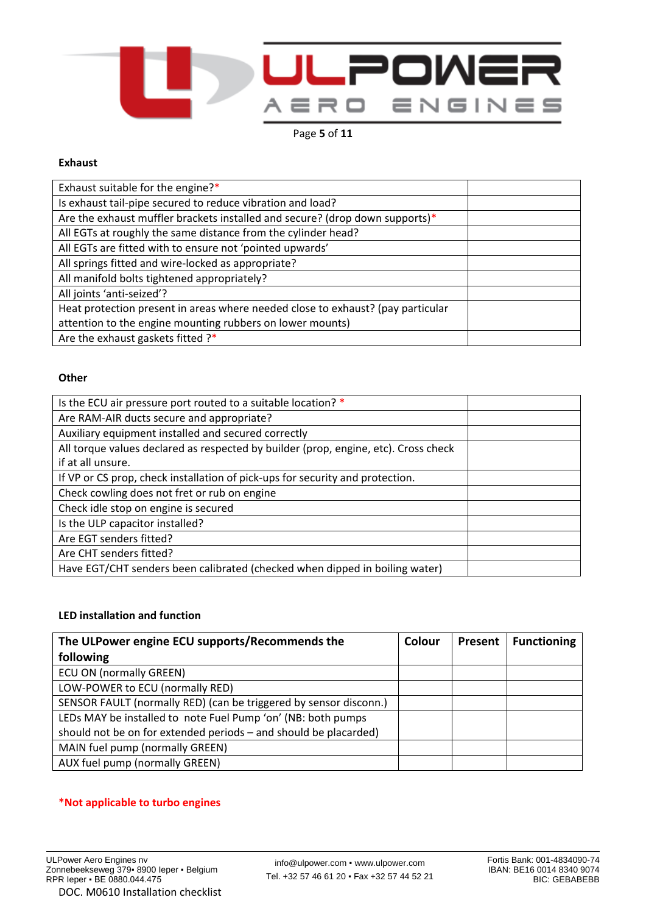**Exhaust**

| | |
|---|---|
| Exhaust suitable for the engine?* | |
| Is exhaust tail-pipe secured to reduce vibration and load? | |
| Are the exhaust muffler brackets installed and secure? (drop down supports)* | |
| All EGTs at roughly the same distance from the cylinder head? | |
| All EGTs are fitted with to ensure not 'pointed upwards' | |
| All springs fitted and wire-locked as appropriate? | |
| All manifold bolts tightened appropriately? | |
| All joints 'anti-seized'? | |
| Heat protection present in areas where needed close to exhaust? (pay particular attention to the engine mounting rubbers on lower mounts) | |
| Are the exhaust gaskets fitted ?* | |

**Other**

| | |
|---|---|
| Is the ECU air pressure port routed to a suitable location? * | |
| Are RAM-AIR ducts secure and appropriate? | |
| Auxiliary equipment installed and secured correctly | |
| All torque values declared as respected by builder (prop, engine, etc). Cross check if at all unsure. | |
| If VP or CS prop, check installation of pick-ups for security and protection. | |
| Check cowling does not fret or rub on engine | |
| Check idle stop on engine is secured | |
| Is the ULP capacitor installed? | |
| Are EGT senders fitted? | |
| Are CHT senders fitted? | |
| Have EGT/CHT senders been calibrated (checked when dipped in boiling water) | |

**LED installation and function**

| The ULPower engine ECU supports/Recommends the following | Colour | Present | Functioning |
|---|---|---|---|
| ECU ON (normally GREEN) | | | |
| LOW-POWER to ECU (normally RED) | | | |
| SENSOR FAULT (normally RED) (can be triggered by sensor disconn.) | | | |
| LEDs MAY be installed to note Fuel Pump 'on' (NB: both pumps should not be on for extended periods – and should be placarded) | | | |
| MAIN fuel pump (normally GREEN) | | | |
| AUX fuel pump (normally GREEN) | | | |

**\*Not applicable to turbo engines**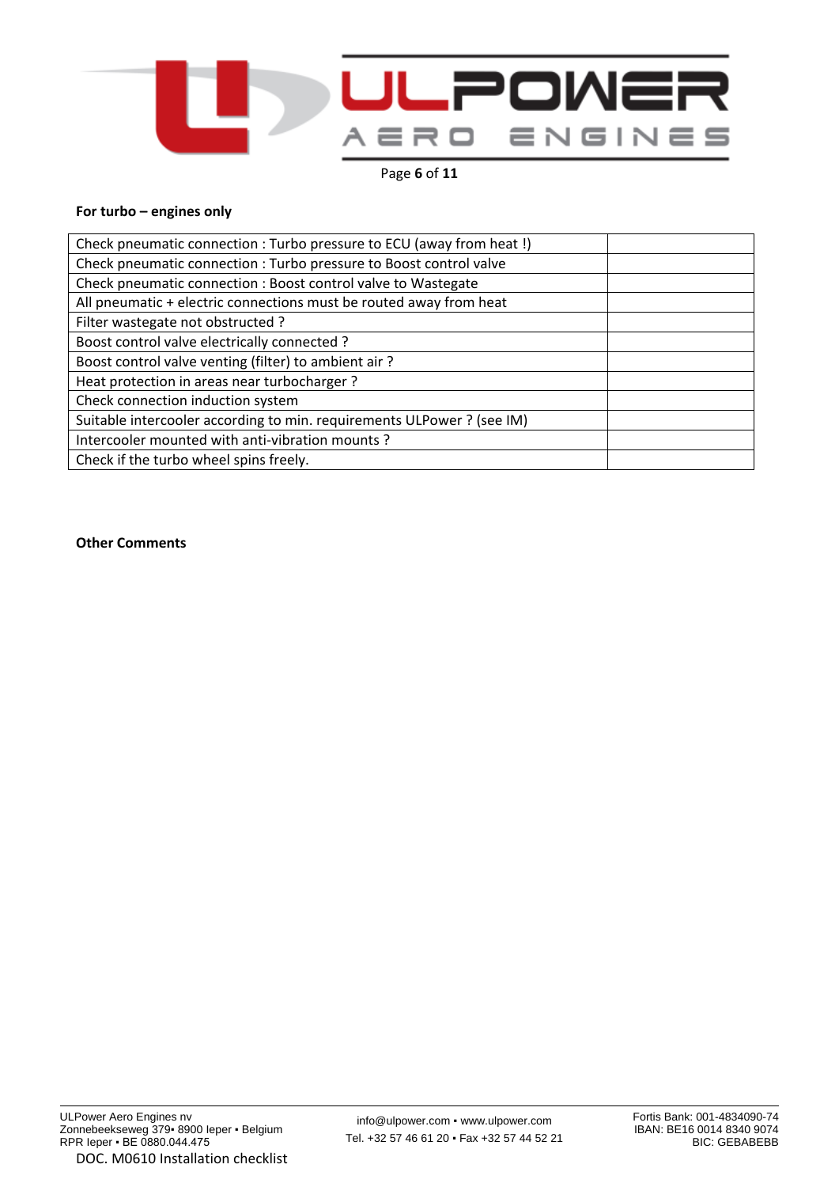**For turbo – engines only**

| | |
|---|---|
| Check pneumatic connection : Turbo pressure to ECU (away from heat !) | |
| Check pneumatic connection : Turbo pressure to Boost control valve | |
| Check pneumatic connection : Boost control valve to Wastegate | |
| All pneumatic + electric connections must be routed away from heat | |
| Filter wastegate not obstructed ? | |
| Boost control valve electrically connected ? | |
| Boost control valve venting (filter) to ambient air ? | |
| Heat protection in areas near turbocharger ? | |
| Check connection induction system | |
| Suitable intercooler according to min. requirements ULPower ? (see IM) | |
| Intercooler mounted with anti-vibration mounts ? | |
| Check if the turbo wheel spins freely. | |

**Other Comments**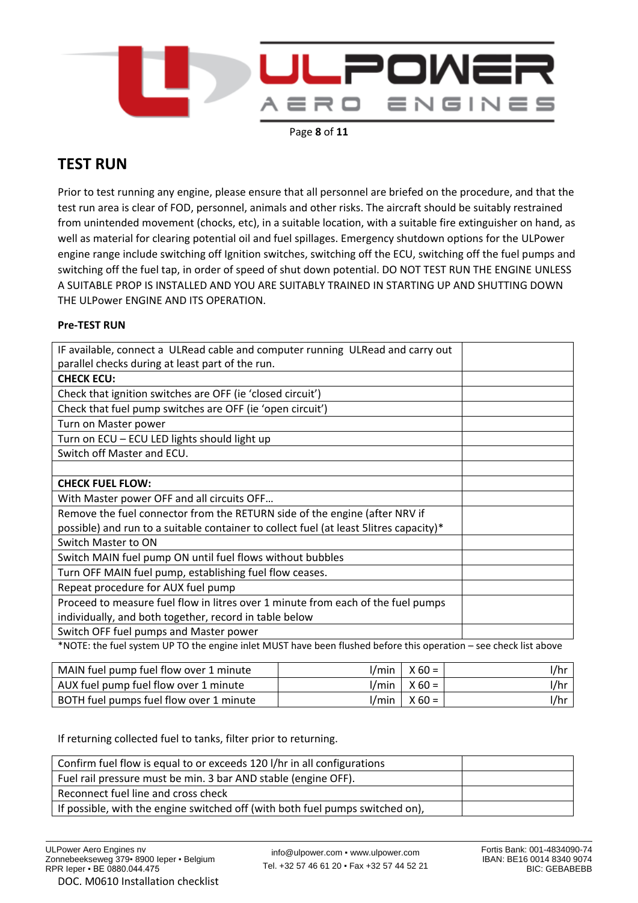## TEST RUN

Prior to test running any engine, please ensure that all personnel are briefed on the procedure, and that the test run area is clear of FOD, personnel, animals and other risks. The aircraft should be suitably restrained from unintended movement (chocks, etc), in a suitable location, with a suitable fire extinguisher on hand, as well as material for clearing potential oil and fuel spillages. Emergency shutdown options for the ULPower engine range include switching off Ignition switches, switching off the ECU, switching off the fuel pumps and switching off the fuel tap, in order of speed of shut down potential. DO NOT TEST RUN THE ENGINE UNLESS A SUITABLE PROP IS INSTALLED AND YOU ARE SUITABLY TRAINED IN STARTING UP AND SHUTTING DOWN THE ULPower ENGINE AND ITS OPERATION.

**Pre-TEST RUN**

| | |
|---|---|
| IF available, connect a ULRead cable and computer running ULRead and carry out parallel checks during at least part of the run. | |
| **CHECK ECU:** | |
| Check that ignition switches are OFF (ie 'closed circuit') | |
| Check that fuel pump switches are OFF (ie 'open circuit') | |
| Turn on Master power | |
| Turn on ECU – ECU LED lights should light up | |
| Switch off Master and ECU. | |
| | |
| **CHECK FUEL FLOW:** | |
| With Master power OFF and all circuits OFF… | |
| Remove the fuel connector from the RETURN side of the engine (after NRV if possible) and run to a suitable container to collect fuel (at least 5litres capacity)* | |
| Switch Master to ON | |
| Switch MAIN fuel pump ON until fuel flows without bubbles | |
| Turn OFF MAIN fuel pump, establishing fuel flow ceases. | |
| Repeat procedure for AUX fuel pump | |
| Proceed to measure fuel flow in litres over 1 minute from each of the fuel pumps individually, and both together, record in table below | |
| Switch OFF fuel pumps and Master power | |

*NOTE: the fuel system UP TO the engine inlet MUST have been flushed before this operation – see check list above

| | | | |
|---|---|---|---|
| MAIN fuel pump fuel flow over 1 minute | l/min | X 60 = | l/hr |
| AUX fuel pump fuel flow over 1 minute | l/min | X 60 = | l/hr |
| BOTH fuel pumps fuel flow over 1 minute | l/min | X 60 = | l/hr |

If returning collected fuel to tanks, filter prior to returning.

| | |
|---|---|
| Confirm fuel flow is equal to or exceeds 120 l/hr in all configurations | |
| Fuel rail pressure must be min. 3 bar AND stable (engine OFF). | |
| Reconnect fuel line and cross check | |
| If possible, with the engine switched off (with both fuel pumps switched on), | |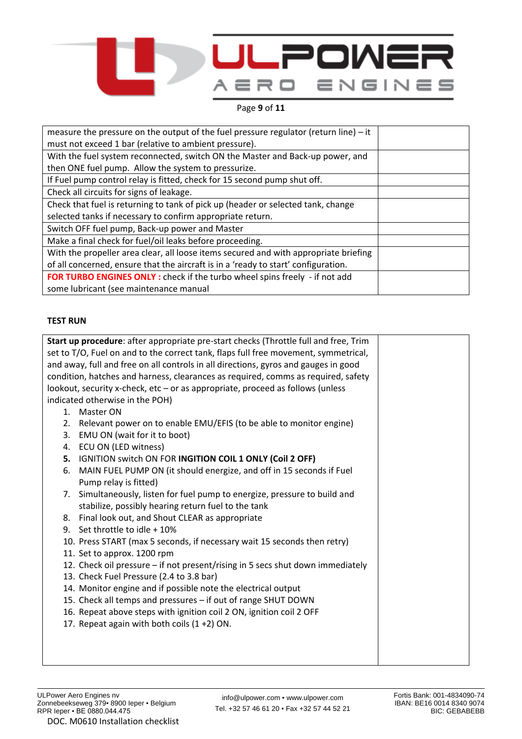| | |
|---|---|
| measure the pressure on the output of the fuel pressure regulator (return line) – it must not exceed 1 bar (relative to ambient pressure). | |
| With the fuel system reconnected, switch ON the Master and Back-up power, and then ONE fuel pump. Allow the system to pressurize. | |
| If Fuel pump control relay is fitted, check for 15 second pump shut off. | |
| Check all circuits for signs of leakage. | |
| Check that fuel is returning to tank of pick up (header or selected tank, change selected tanks if necessary to confirm appropriate return. | |
| Switch OFF fuel pump, Back-up power and Master | |
| Make a final check for fuel/oil leaks before proceeding. | |
| With the propeller area clear, all loose items secured and with appropriate briefing of all concerned, ensure that the aircraft is in a 'ready to start' configuration. | |
| **FOR TURBO ENGINES ONLY :** check if the turbo wheel spins freely - if not add some lubricant (see maintenance manual | |

**TEST RUN**

| | |
|---|---|
| **Start up procedure**: after appropriate pre-start checks (Throttle full and free, Trim set to T/O, Fuel on and to the correct tank, flaps full free movement, symmetrical, and away, full and free on all controls in all directions, gyros and gauges in good condition, hatches and harness, clearances as required, comms as required, safety lookout, security x-check, etc – or as appropriate, proceed as follows (unless indicated otherwise in the POH)<br>1. Master ON<br>2. Relevant power on to enable EMU/EFIS (to be able to monitor engine)<br>3. EMU ON (wait for it to boot)<br>4. ECU ON (LED witness)<br>**5.** IGNITION switch ON FOR **INGITION COIL 1 ONLY (Coil 2 OFF)**<br>6. MAIN FUEL PUMP ON (it should energize, and off in 15 seconds if Fuel Pump relay is fitted)<br>7. Simultaneously, listen for fuel pump to energize, pressure to build and stabilize, possibly hearing return fuel to the tank<br>8. Final look out, and Shout CLEAR as appropriate<br>9. Set throttle to idle + 10%<br>10. Press START (max 5 seconds, if necessary wait 15 seconds then retry)<br>11. Set to approx. 1200 rpm<br>12. Check oil pressure – if not present/rising in 5 secs shut down immediately<br>13. Check Fuel Pressure (2.4 to 3.8 bar)<br>14. Monitor engine and if possible note the electrical output<br>15. Check all temps and pressures – if out of range SHUT DOWN<br>16. Repeat above steps with ignition coil 2 ON, ignition coil 2 OFF<br>17. Repeat again with both coils (1 +2) ON. | |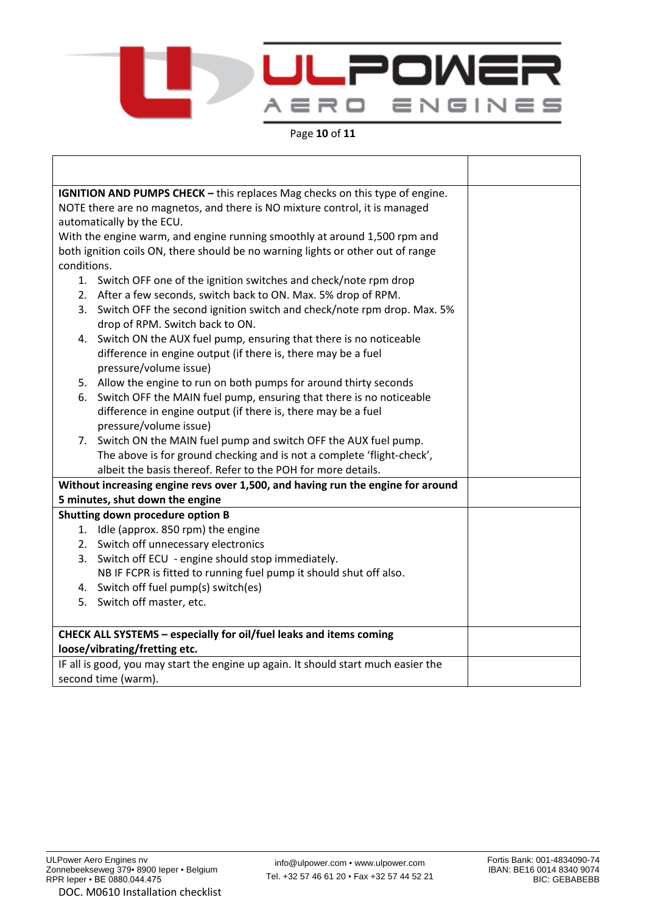| | |
|---|---|
| **IGNITION AND PUMPS CHECK –** this replaces Mag checks on this type of engine. NOTE there are no magnetos, and there is NO mixture control, it is managed automatically by the ECU.<br>With the engine warm, and engine running smoothly at around 1,500 rpm and both ignition coils ON, there should be no warning lights or other out of range conditions.<br>1. Switch OFF one of the ignition switches and check/note rpm drop<br>2. After a few seconds, switch back to ON. Max. 5% drop of RPM.<br>3. Switch OFF the second ignition switch and check/note rpm drop. Max. 5% drop of RPM. Switch back to ON.<br>4. Switch ON the AUX fuel pump, ensuring that there is no noticeable difference in engine output (if there is, there may be a fuel pressure/volume issue)<br>5. Allow the engine to run on both pumps for around thirty seconds<br>6. Switch OFF the MAIN fuel pump, ensuring that there is no noticeable difference in engine output (if there is, there may be a fuel pressure/volume issue)<br>7. Switch ON the MAIN fuel pump and switch OFF the AUX fuel pump. The above is for ground checking and is not a complete 'flight-check', albeit the basis thereof. Refer to the POH for more details. | |
| **Without increasing engine revs over 1,500, and having run the engine for around 5 minutes, shut down the engine** | |
| **Shutting down procedure option B**<br>1. Idle (approx. 850 rpm) the engine<br>2. Switch off unnecessary electronics<br>3. Switch off ECU - engine should stop immediately. NB IF FCPR is fitted to running fuel pump it should shut off also.<br>4. Switch off fuel pump(s) switch(es)<br>5. Switch off master, etc. | |
| **CHECK ALL SYSTEMS – especially for oil/fuel leaks and items coming loose/vibrating/fretting etc.** | |
| IF all is good, you may start the engine up again. It should start much easier the second time (warm). | |

DOC. M0610 Installation checklist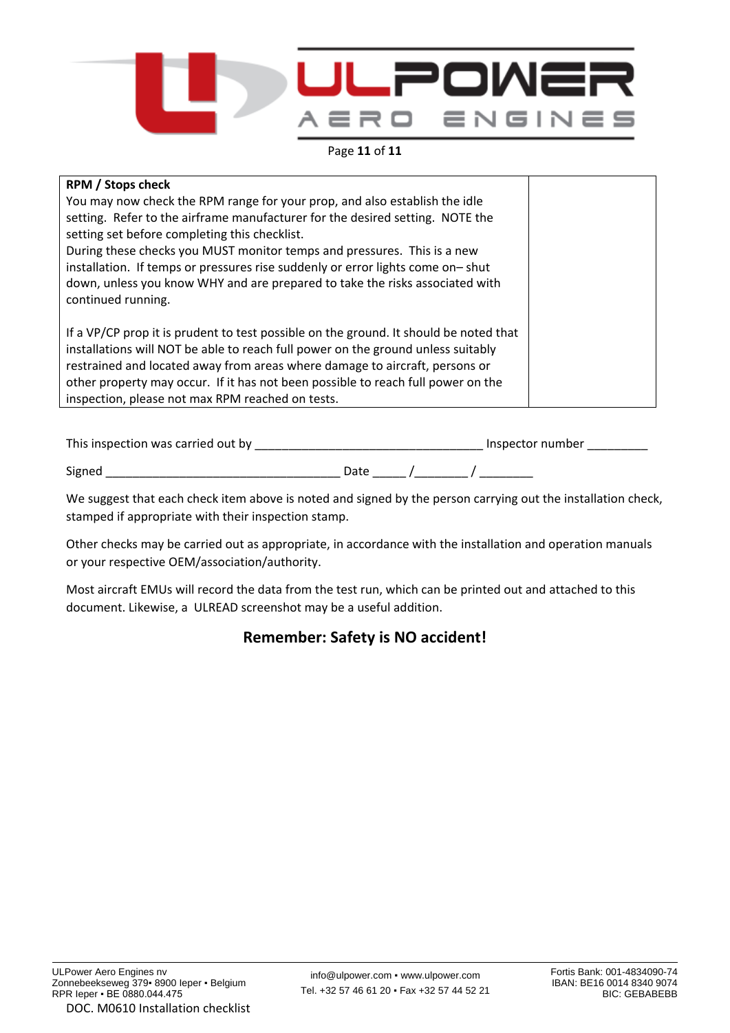| | |
|---|---|
| **RPM / Stops check**<br>You may now check the RPM range for your prop, and also establish the idle setting. Refer to the airframe manufacturer for the desired setting. NOTE the setting set before completing this checklist.<br>During these checks you MUST monitor temps and pressures. This is a new installation. If temps or pressures rise suddenly or error lights come on– shut down, unless you know WHY and are prepared to take the risks associated with continued running.<br><br>If a VP/CP prop it is prudent to test possible on the ground. It should be noted that installations will NOT be able to reach full power on the ground unless suitably restrained and located away from areas where damage to aircraft, persons or other property may occur. If it has not been possible to reach full power on the inspection, please not max RPM reached on tests. | |

This inspection was carried out by __________________________________ Inspector number _________

Signed ___________________________________ Date _____ /________ / ________

We suggest that each check item above is noted and signed by the person carrying out the installation check, stamped if appropriate with their inspection stamp.

Other checks may be carried out as appropriate, in accordance with the installation and operation manuals or your respective OEM/association/authority.

Most aircraft EMUs will record the data from the test run, which can be printed out and attached to this document. Likewise, a ULREAD screenshot may be a useful addition.

**Remember: Safety is NO accident!**